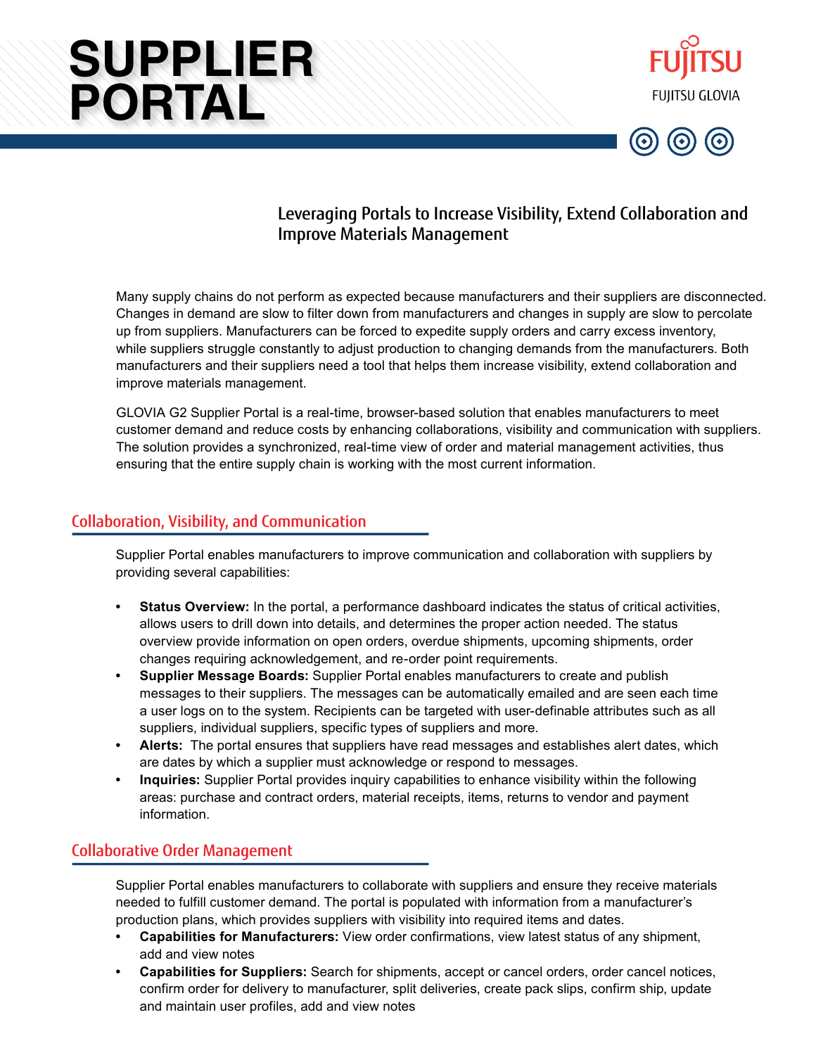# SUPPLIER PORTAL

FUJITSU

FUJITSU GLOVIA

## Leveraging Portals to Increase Visibility, Extend Collaboration and Improve Materials Management

Many supply chains do not perform as expected because manufacturers and their suppliers are disconnected. Changes in demand are slow to filter down from manufacturers and changes in supply are slow to percolate up from suppliers. Manufacturers can be forced to expedite supply orders and carry excess inventory, while suppliers struggle constantly to adjust production to changing demands from the manufacturers. Both manufacturers and their suppliers need a tool that helps them increase visibility, extend collaboration and improve materials management.

GLOVIA G2 Supplier Portal is a real-time, browser-based solution that enables manufacturers to meet customer demand and reduce costs by enhancing collaborations, visibility and communication with suppliers. The solution provides a synchronized, real-time view of order and material management activities, thus ensuring that the entire supply chain is working with the most current information.

## Collaboration, Visibility, and Communication

Supplier Portal enables manufacturers to improve communication and collaboration with suppliers by providing several capabilities:

- **Status Overview:** In the portal, a performance dashboard indicates the status of critical activities, allows users to drill down into details, and determines the proper action needed. The status overview provide information on open orders, overdue shipments, upcoming shipments, order changes requiring acknowledgement, and re-order point requirements.
- **Supplier Message Boards:** Supplier Portal enables manufacturers to create and publish messages to their suppliers. The messages can be automatically emailed and are seen each time a user logs on to the system. Recipients can be targeted with user-definable attributes such as all suppliers, individual suppliers, specific types of suppliers and more.
- **Alerts:** The portal ensures that suppliers have read messages and establishes alert dates, which are dates by which a supplier must acknowledge or respond to messages.
- **Inquiries:** Supplier Portal provides inquiry capabilities to enhance visibility within the following areas: purchase and contract orders, material receipts, items, returns to vendor and payment information.

## Collaborative Order Management

Supplier Portal enables manufacturers to collaborate with suppliers and ensure they receive materials needed to fulfill customer demand. The portal is populated with information from a manufacturer's production plans, which provides suppliers with visibility into required items and dates.

- **Capabilities for Manufacturers:** View order confirmations, view latest status of any shipment, add and view notes
- **Capabilities for Suppliers:** Search for shipments, accept or cancel orders, order cancel notices, confirm order for delivery to manufacturer, split deliveries, create pack slips, confirm ship, update and maintain user profiles, add and view notes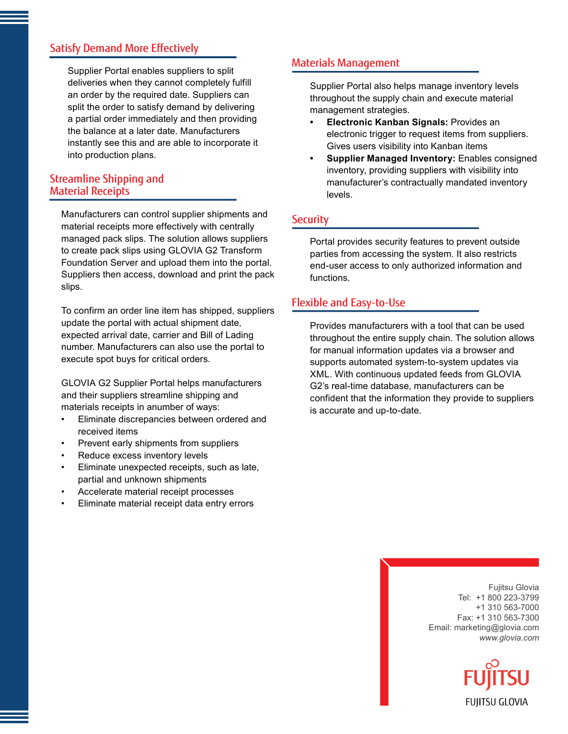## Satisfy Demand More Effectively

Supplier Portal enables suppliers to split deliveries when they cannot completely fulfill an order by the required date. Suppliers can split the order to satisfy demand by delivering a partial order immediately and then providing the balance at a later date. Manufacturers instantly see this and are able to incorporate it into production plans.

## Streamline Shipping and Material Receipts

Manufacturers can control supplier shipments and material receipts more effectively with centrally managed pack slips. The solution allows suppliers to create pack slips using GLOVIA G2 Transform Foundation Server and upload them into the portal. Suppliers then access, download and print the pack slips.

To confirm an order line item has shipped, suppliers update the portal with actual shipment date, expected arrival date, carrier and Bill of Lading number. Manufacturers can also use the portal to execute spot buys for critical orders.

GLOVIA G2 Supplier Portal helps manufacturers and their suppliers streamline shipping and materials receipts in anumber of ways:

- Eliminate discrepancies between ordered and received items
- Prevent early shipments from suppliers
- Reduce excess inventory levels
- Eliminate unexpected receipts, such as late, partial and unknown shipments
- Accelerate material receipt processes
- Eliminate material receipt data entry errors

## Materials Management

Supplier Portal also helps manage inventory levels throughout the supply chain and execute material management strategies.

- **Electronic Kanban Signals:** Provides an electronic trigger to request items from suppliers. Gives users visibility into Kanban items
- **Supplier Managed Inventory:** Enables consigned inventory, providing suppliers with visibility into manufacturer's contractually mandated inventory levels.

## Security

Portal provides security features to prevent outside parties from accessing the system. It also restricts end-user access to only authorized information and functions.

## Flexible and Easy-to-Use

Provides manufacturers with a tool that can be used throughout the entire supply chain. The solution allows for manual information updates via a browser and supports automated system-to-system updates via XML. With continuous updated feeds from GLOVIA G2's real-time database, manufacturers can be confident that the information they provide to suppliers is accurate and up-to-date.

Fujitsu Glovia
Tel: +1 800 223-3799
+1 310 563-7000
Fax: +1 310 563-7300
Email: marketing@glovia.com
*www.glovia.com*

FUJITSU

FUJITSU GLOVIA